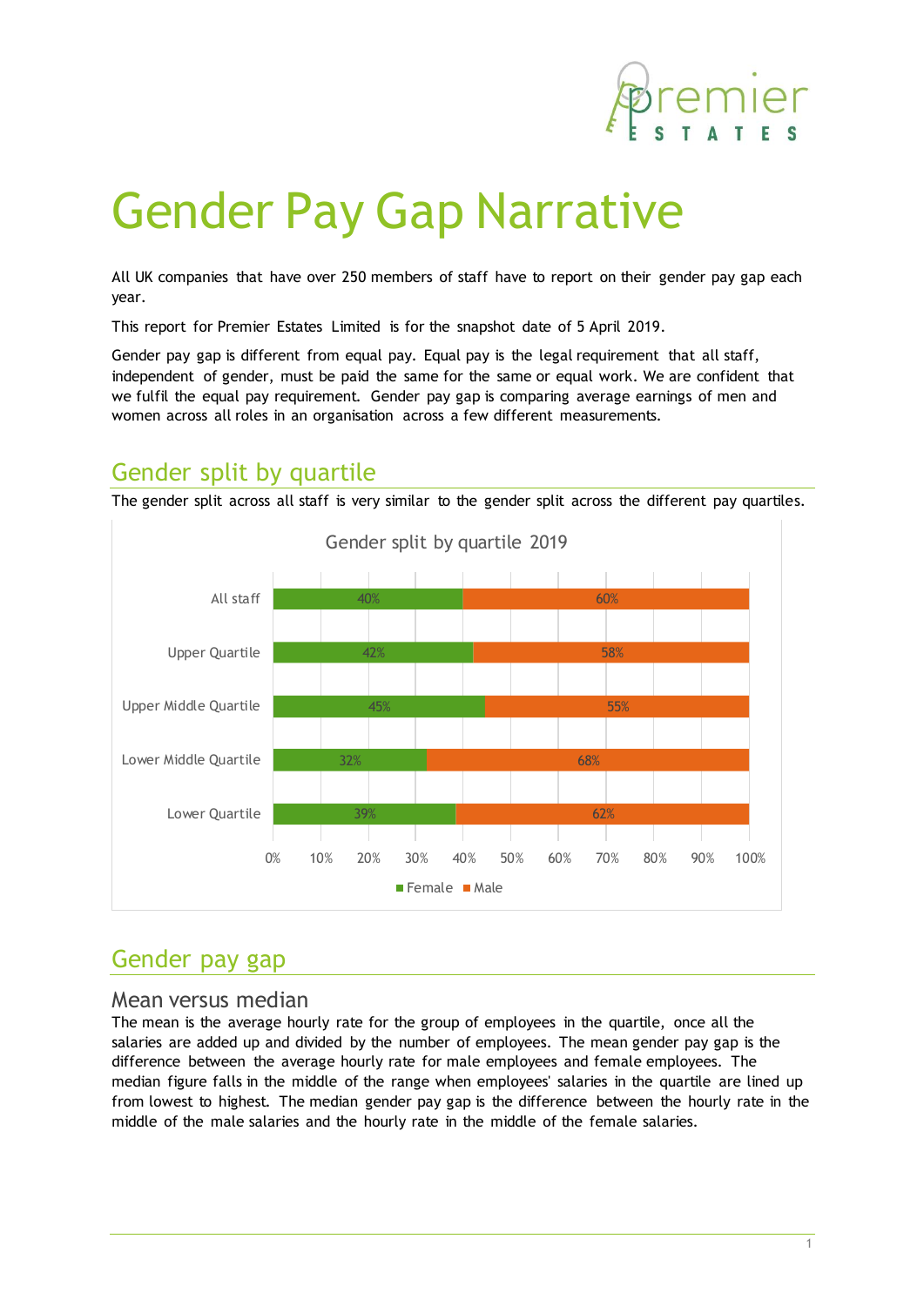# Gender Pay Gap Narrative

All UK companies that have over 250 members of staff have to report on their gender pay gap each year.

This report for Premier Estates Limited is for the snapshot date of 5 April 2019.

Gender pay gap is different from equal pay. Equal pay is the legal requirement that all staff, independent of gender, must be paid the same for the same or equal work. We are confident that we fulfil the equal pay requirement. Gender pay gap is comparing average earnings of men and women across all roles in an organisation across a few different measurements.

## Gender split by quartile

The gender split across all staff is very similar to the gender split across the different pay quartiles.

Gender split by quartile 2019

| | Female | Male |
|---|---|---|
| All staff | 40% | 60% |
| Upper Quartile | 42% | 58% |
| Upper Middle Quartile | 45% | 55% |
| Lower Middle Quartile | 32% | 68% |
| Lower Quartile | 39% | 62% |

## Gender pay gap

### Mean versus median

The mean is the average hourly rate for the group of employees in the quartile, once all the salaries are added up and divided by the number of employees. The mean gender pay gap is the difference between the average hourly rate for male employees and female employees. The median figure falls in the middle of the range when employees' salaries in the quartile are lined up from lowest to highest. The median gender pay gap is the difference between the hourly rate in the middle of the male salaries and the hourly rate in the middle of the female salaries.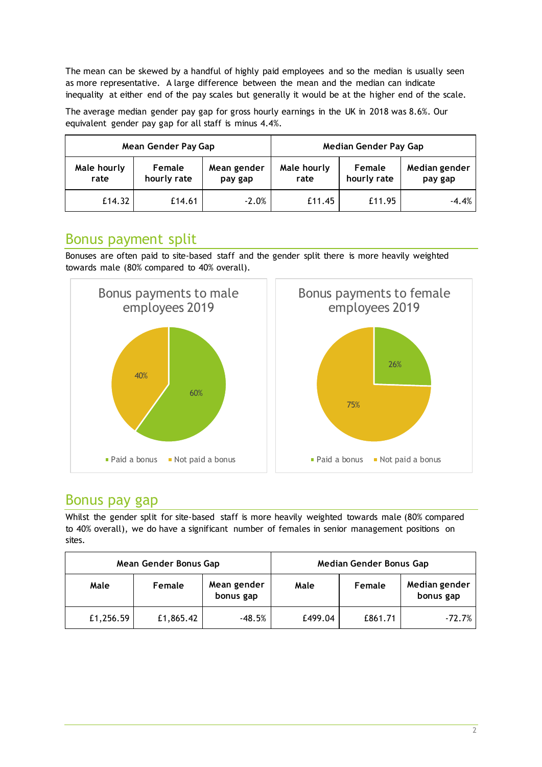The mean can be skewed by a handful of highly paid employees and so the median is usually seen as more representative. A large difference between the mean and the median can indicate inequality at either end of the pay scales but generally it would be at the higher end of the scale.

The average median gender pay gap for gross hourly earnings in the UK in 2018 was 8.6%. Our equivalent gender pay gap for all staff is minus 4.4%.

| Mean Gender Pay Gap | | | Median Gender Pay Gap | | |
|---|---|---|---|---|---|
| Male hourly rate | Female hourly rate | Mean gender pay gap | Male hourly rate | Female hourly rate | Median gender pay gap |
| £14.32 | £14.61 | -2.0% | £11.45 | £11.95 | -4.4% |

## Bonus payment split

Bonuses are often paid to site-based staff and the gender split there is more heavily weighted towards male (80% compared to 40% overall).

Bonus payments to male employees 2019

40%

60%

Paid a bonus

Not paid a bonus

Bonus payments to female employees 2019

26%

75%

Paid a bonus

Not paid a bonus

## Bonus pay gap

Whilst the gender split for site-based staff is more heavily weighted towards male (80% compared to 40% overall), we do have a significant number of females in senior management positions on sites.

| Mean Gender Bonus Gap | | | Median Gender Bonus Gap | | |
|---|---|---|---|---|---|
| Male | Female | Mean gender bonus gap | Male | Female | Median gender bonus gap |
| £1,256.59 | £1,865.42 | -48.5% | £499.04 | £861.71 | -72.7% |